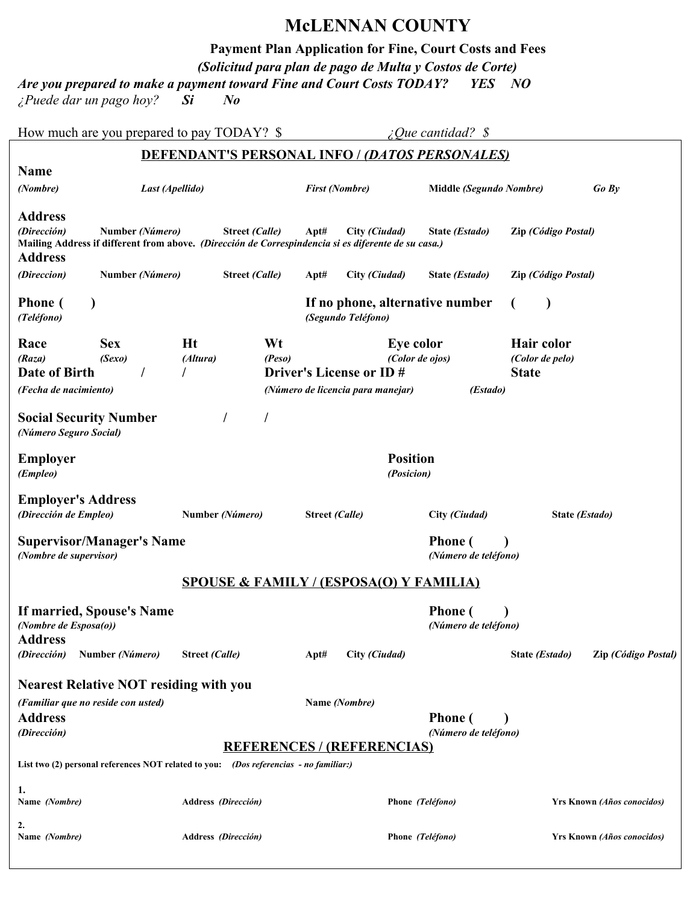# McLENNAN COUNTY

**Payment Plan Application for Fine, Court Costs and Fees**

***(Solicitud para plan de pago de Multa y Costos de Corte)***

***Are you prepared to make a payment toward Fine and Court Costs TODAY? YES NO***

*¿Puede dar un pago hoy?* ***Si No***

How much are you prepared to pay TODAY? $ *¿Que cantidad? $*

## DEFENDANT'S PERSONAL INFO / *(DATOS PERSONALES)*

**Name**
***(Nombre)*** ***Last (Apellido)*** ***First (Nombre)*** **Middle *(Segundo Nombre)*** ***Go By***

**Address**
***(Dirección)*** **Number *(Número)*** **Street *(Calle)*** **Apt#** **City *(Ciudad)*** **State *(Estado)*** **Zip *(Código Postal)***

**Mailing Address if different from above.** ***(Dirección de Correspindencia si es diferente de su casa.)***

**Address**
***(Direccion)*** **Number *(Número)*** **Street *(Calle)*** **Apt#** **City *(Ciudad)*** **State *(Estado)*** **Zip *(Código Postal)***

**Phone ( )**
***(Teléfono)***

**If no phone, alternative number ( )**
***(Segundo Teléfono)***

**Race** ***(Raza)*** **Sex** ***(Sexo)*** **Ht** ***(Altura)*** **Wt** ***(Peso)*** **Eye color** ***(Color de ojos)*** **Hair color** ***(Color de pelo)***

**Date of Birth / /**
***(Fecha de nacimiento)***

**Driver's License or ID #** ***(Número de licencia para manejar)*** **State** ***(Estado)***

**Social Security Number / /**
***(Número Seguro Social)***

**Employer**
***(Empleo)***

**Position**
***(Posicion)***

**Employer's Address**
***(Dirección de Empleo)*** **Number *(Número)*** **Street *(Calle)*** **City *(Ciudad)*** **State *(Estado)***

**Supervisor/Manager's Name**
***(Nombre de supervisor)***

**Phone ( )**
***(Número de teléfono)***

## SPOUSE & FAMILY / (ESPOSA(O) Y FAMILIA)

**If married, Spouse's Name**
***(Nombre de Esposa(o))***

**Phone ( )**
***(Número de teléfono)***

**Address**
***(Dirección)*** **Number *(Número)*** **Street *(Calle)*** **Apt#** **City *(Ciudad)*** **State *(Estado)*** **Zip *(Código Postal)***

**Nearest Relative NOT residing with you**
***(Familiar que no reside con usted)*** **Name *(Nombre)***

**Address**
***(Dirección)***

**Phone ( )**
***(Número de teléfono)***

## REFERENCES / (REFERENCIAS)

**List two (2) personal references NOT related to you:** ***(Dos referencias - no familiar:)***

**1.**
**Name *(Nombre)*** **Address *(Dirección)*** **Phone *(Teléfono)*** **Yrs Known *(Años conocidos)***

**2.**
**Name *(Nombre)*** **Address *(Dirección)*** **Phone *(Teléfono)*** **Yrs Known *(Años conocidos)***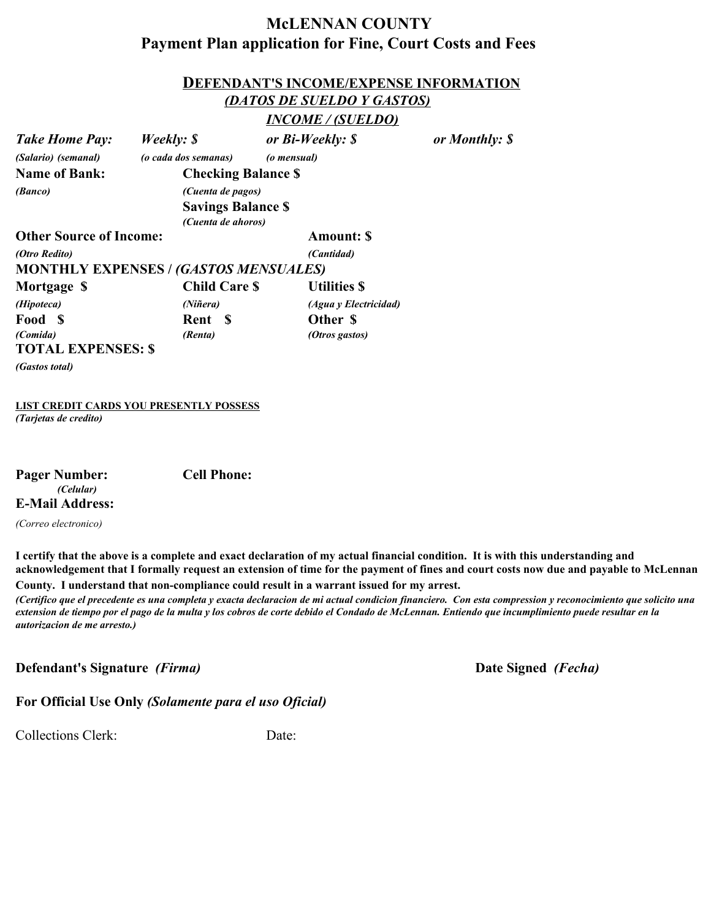# McLENNAN COUNTY
## Payment Plan application for Fine, Court Costs and Fees

### DEFENDANT'S INCOME/EXPENSE INFORMATION
### *(DATOS DE SUELDO Y GASTOS)*
### *INCOME / (SUELDO)*

| | | | |
|---|---|---|---|
| ***Take Home Pay:*** *(Salario) (semanal)* | ***Weekly: $*** *(o cada dos semanas)* | ***or Bi-Weekly: $*** *(o mensual)* | ***or Monthly: $*** |

**Name of Bank:** *(Banco)*

**Checking Balance $** *(Cuenta de pagos)*

**Savings Balance $** *(Cuenta de ahoros)*

**Other Source of Income:** *(Otro Redito)*  **Amount: $** *(Cantidad)*

**MONTHLY EXPENSES / *(GASTOS MENSUALES)***

| | | |
|---|---|---|
| **Mortgage $** *(Hipoteca)* | **Child Care $** *(Niñera)* | **Utilities $** *(Agua y Electricidad)* |
| **Food $** *(Comida)* | **Rent $** *(Renta)* | **Other $** *(Otros gastos)* |

**TOTAL EXPENSES: $**
*(Gastos total)*

**LIST CREDIT CARDS YOU PRESENTLY POSSESS**
*(Tarjetas de credito)*

**Pager Number:** **Cell Phone:**
*(Celular)*

**E-Mail Address:**
*(Correo electronico)*

**I certify that the above is a complete and exact declaration of my actual financial condition. It is with this understanding and acknowledgement that I formally request an extension of time for the payment of fines and court costs now due and payable to McLennan County. I understand that non-compliance could result in a warrant issued for my arrest.**
***(Certifico que el precedente es una completa y exacta declaracion de mi actual condicion financiero. Con esta compression y reconocimiento que solicito una extension de tiempo por el pago de la multa y los cobros de corte debido el Condado de McLennan. Entiendo que incumplimiento puede resultar en la autorizacion de me arresto.)***

**Defendant's Signature** ***(Firma)*** **Date Signed** ***(Fecha)***

**For Official Use Only** ***(Solamente para el uso Oficial)***

Collections Clerk: Date: